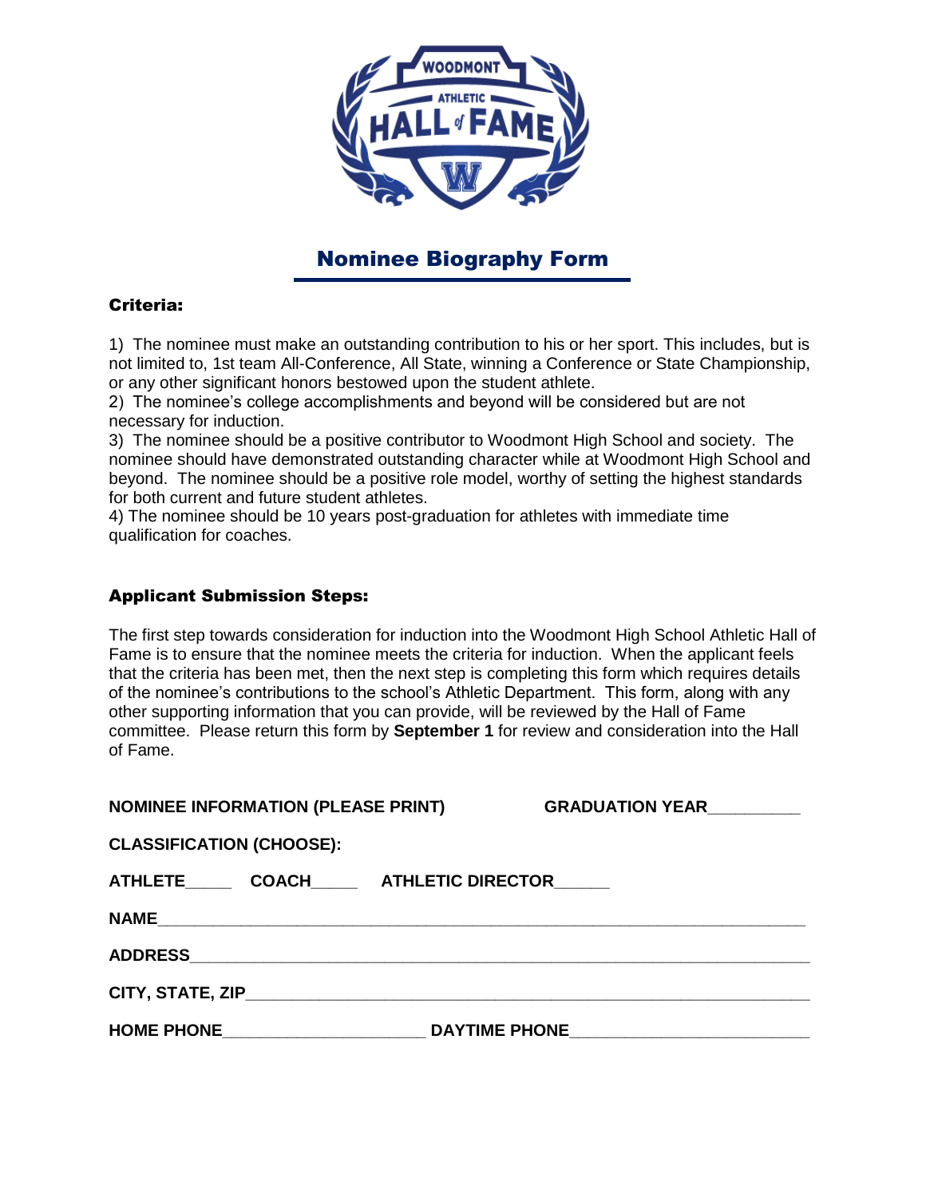## Nominee Biography Form

### Criteria:

1) The nominee must make an outstanding contribution to his or her sport. This includes, but is not limited to, 1st team All-Conference, All State, winning a Conference or State Championship, or any other significant honors bestowed upon the student athlete.
2) The nominee's college accomplishments and beyond will be considered but are not necessary for induction.
3) The nominee should be a positive contributor to Woodmont High School and society. The nominee should have demonstrated outstanding character while at Woodmont High School and beyond. The nominee should be a positive role model, worthy of setting the highest standards for both current and future student athletes.
4) The nominee should be 10 years post-graduation for athletes with immediate time qualification for coaches.

### Applicant Submission Steps:

The first step towards consideration for induction into the Woodmont High School Athletic Hall of Fame is to ensure that the nominee meets the criteria for induction. When the applicant feels that the criteria has been met, then the next step is completing this form which requires details of the nominee's contributions to the school's Athletic Department. This form, along with any other supporting information that you can provide, will be reviewed by the Hall of Fame committee. Please return this form by **September 1** for review and consideration into the Hall of Fame.

**NOMINEE INFORMATION (PLEASE PRINT)** **GRADUATION YEAR**__________

**CLASSIFICATION (CHOOSE):**

**ATHLETE**_____ **COACH**_____ **ATHLETIC DIRECTOR**______

**NAME**______________________________________________________________________

**ADDRESS**___________________________________________________________________

**CITY, STATE, ZIP**_____________________________________________________________

**HOME PHONE**______________________ **DAYTIME PHONE**_________________________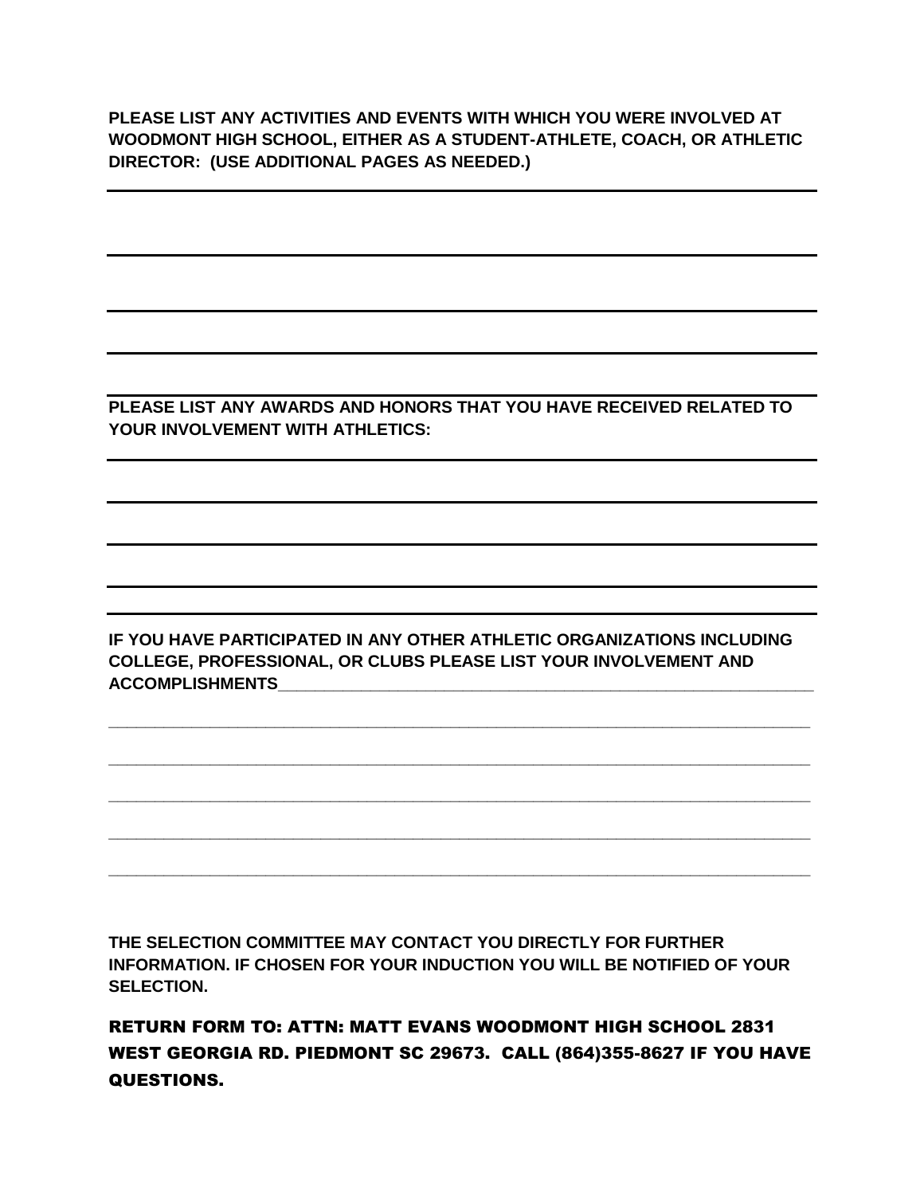**PLEASE LIST ANY ACTIVITIES AND EVENTS WITH WHICH YOU WERE INVOLVED AT WOODMONT HIGH SCHOOL, EITHER AS A STUDENT-ATHLETE, COACH, OR ATHLETIC DIRECTOR: (USE ADDITIONAL PAGES AS NEEDED.)**

---

---

---

---

---

**PLEASE LIST ANY AWARDS AND HONORS THAT YOU HAVE RECEIVED RELATED TO YOUR INVOLVEMENT WITH ATHLETICS:**

---

---

---

---

---

**IF YOU HAVE PARTICIPATED IN ANY OTHER ATHLETIC ORGANIZATIONS INCLUDING COLLEGE, PROFESSIONAL, OR CLUBS PLEASE LIST YOUR INVOLVEMENT AND ACCOMPLISHMENTS**______________________________________________

________________________________________________________________________

________________________________________________________________________

________________________________________________________________________

________________________________________________________________________

________________________________________________________________________

**THE SELECTION COMMITTEE MAY CONTACT YOU DIRECTLY FOR FURTHER INFORMATION. IF CHOSEN FOR YOUR INDUCTION YOU WILL BE NOTIFIED OF YOUR SELECTION.**

**RETURN FORM TO: ATTN: MATT EVANS WOODMONT HIGH SCHOOL 2831 WEST GEORGIA RD. PIEDMONT SC 29673. CALL (864)355-8627 IF YOU HAVE QUESTIONS.**